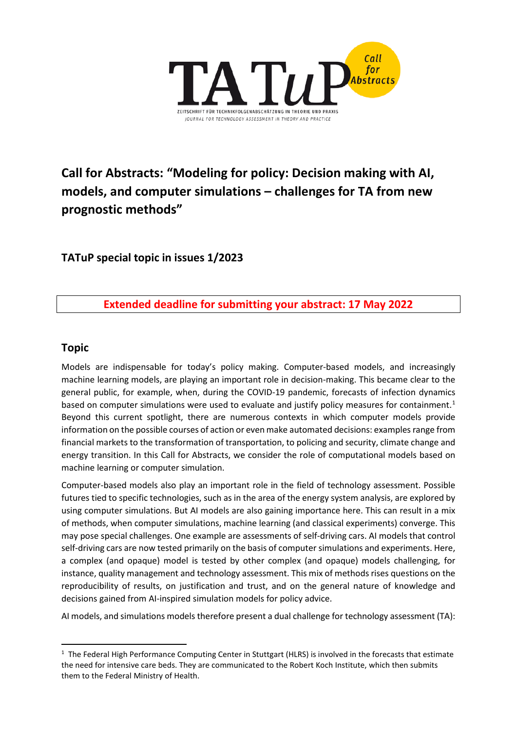TA TuP Call for Abstracts

ZEITSCHRIFT FÜR TECHNIKFOLGENABSCHÄTZUNG IN THEORIE UND PRAXIS
JOURNAL FOR TECHNOLOGY ASSESSMENT IN THEORY AND PRACTICE

# Call for Abstracts: "Modeling for policy: Decision making with AI, models, and computer simulations – challenges for TA from new prognostic methods"

## TATuP special topic in issues 1/2023

**Extended deadline for submitting your abstract: 17 May 2022**

## Topic

Models are indispensable for today's policy making. Computer-based models, and increasingly machine learning models, are playing an important role in decision-making. This became clear to the general public, for example, when, during the COVID-19 pandemic, forecasts of infection dynamics based on computer simulations were used to evaluate and justify policy measures for containment.[1] Beyond this current spotlight, there are numerous contexts in which computer models provide information on the possible courses of action or even make automated decisions: examples range from financial markets to the transformation of transportation, to policing and security, climate change and energy transition. In this Call for Abstracts, we consider the role of computational models based on machine learning or computer simulation.

Computer-based models also play an important role in the field of technology assessment. Possible futures tied to specific technologies, such as in the area of the energy system analysis, are explored by using computer simulations. But AI models are also gaining importance here. This can result in a mix of methods, when computer simulations, machine learning (and classical experiments) converge. This may pose special challenges. One example are assessments of self-driving cars. AI models that control self-driving cars are now tested primarily on the basis of computer simulations and experiments. Here, a complex (and opaque) model is tested by other complex (and opaque) models challenging, for instance, quality management and technology assessment. This mix of methods rises questions on the reproducibility of results, on justification and trust, and on the general nature of knowledge and decisions gained from AI-inspired simulation models for policy advice.

AI models, and simulations models therefore present a dual challenge for technology assessment (TA):

[1] The Federal High Performance Computing Center in Stuttgart (HLRS) is involved in the forecasts that estimate the need for intensive care beds. They are communicated to the Robert Koch Institute, which then submits them to the Federal Ministry of Health.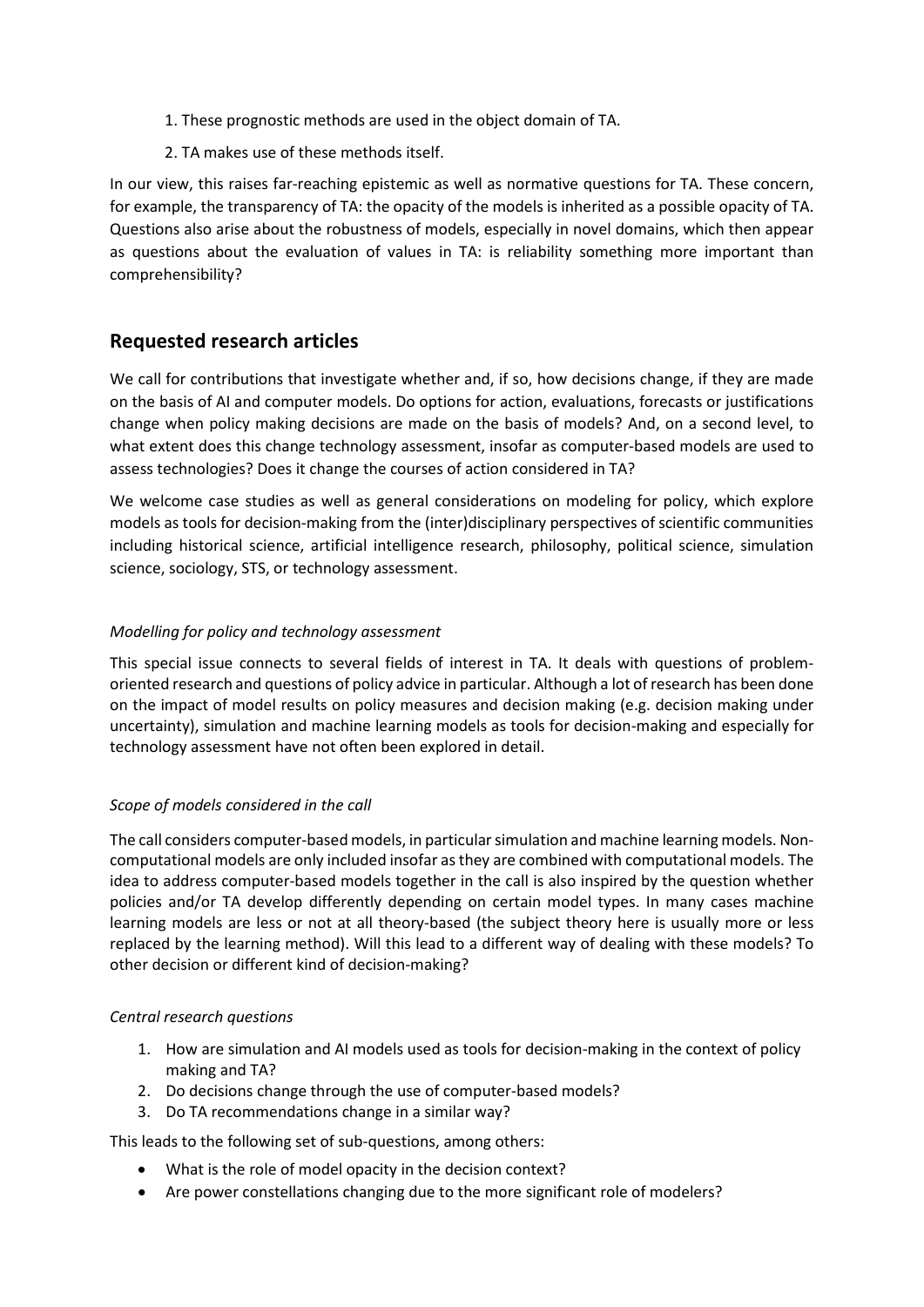1. These prognostic methods are used in the object domain of TA.
2. TA makes use of these methods itself.

In our view, this raises far-reaching epistemic as well as normative questions for TA. These concern, for example, the transparency of TA: the opacity of the models is inherited as a possible opacity of TA. Questions also arise about the robustness of models, especially in novel domains, which then appear as questions about the evaluation of values in TA: is reliability something more important than comprehensibility?

## Requested research articles

We call for contributions that investigate whether and, if so, how decisions change, if they are made on the basis of AI and computer models. Do options for action, evaluations, forecasts or justifications change when policy making decisions are made on the basis of models? And, on a second level, to what extent does this change technology assessment, insofar as computer-based models are used to assess technologies? Does it change the courses of action considered in TA?

We welcome case studies as well as general considerations on modeling for policy, which explore models as tools for decision-making from the (inter)disciplinary perspectives of scientific communities including historical science, artificial intelligence research, philosophy, political science, simulation science, sociology, STS, or technology assessment.

*Modelling for policy and technology assessment*

This special issue connects to several fields of interest in TA. It deals with questions of problem-oriented research and questions of policy advice in particular. Although a lot of research has been done on the impact of model results on policy measures and decision making (e.g. decision making under uncertainty), simulation and machine learning models as tools for decision-making and especially for technology assessment have not often been explored in detail.

*Scope of models considered in the call*

The call considers computer-based models, in particular simulation and machine learning models. Non-computational models are only included insofar as they are combined with computational models. The idea to address computer-based models together in the call is also inspired by the question whether policies and/or TA develop differently depending on certain model types. In many cases machine learning models are less or not at all theory-based (the subject theory here is usually more or less replaced by the learning method). Will this lead to a different way of dealing with these models? To other decision or different kind of decision-making?

*Central research questions*

1. How are simulation and AI models used as tools for decision-making in the context of policy making and TA?
2. Do decisions change through the use of computer-based models?
3. Do TA recommendations change in a similar way?

This leads to the following set of sub-questions, among others:

- What is the role of model opacity in the decision context?
- Are power constellations changing due to the more significant role of modelers?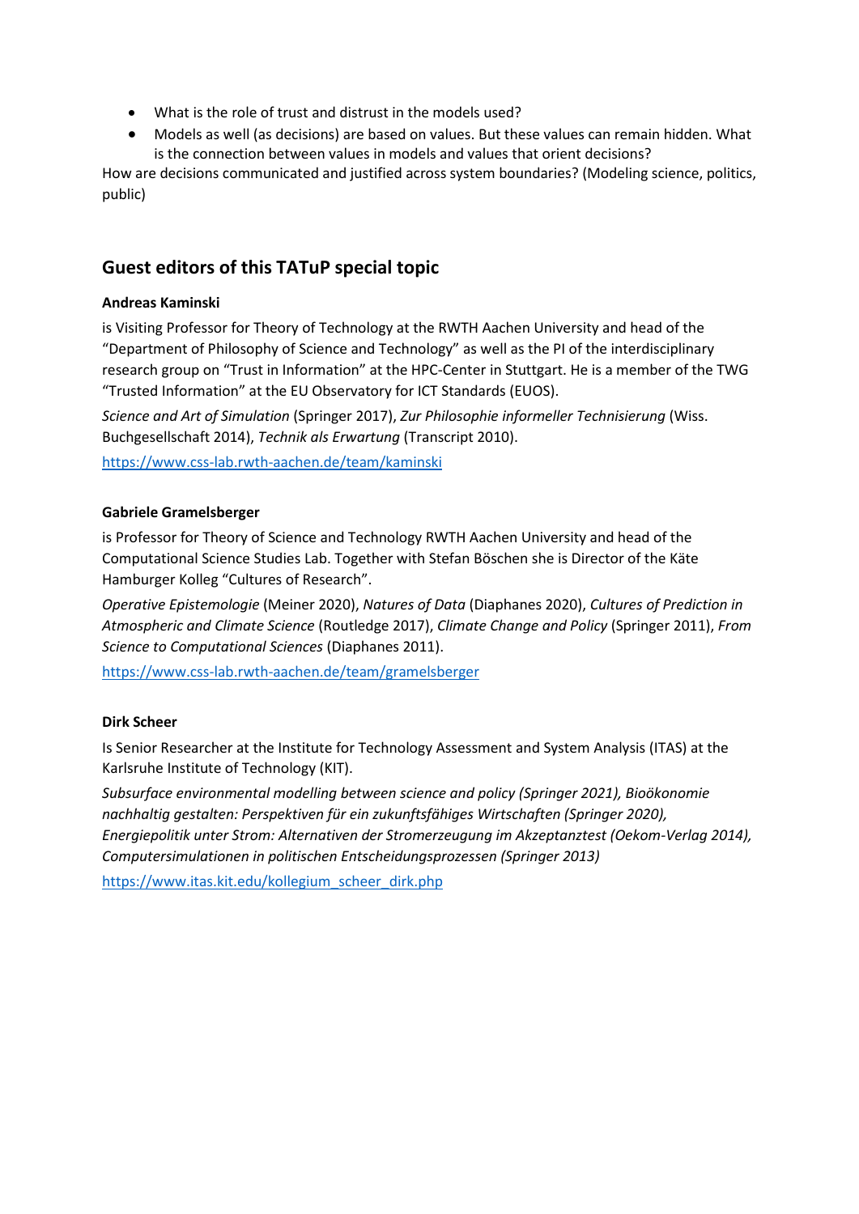- What is the role of trust and distrust in the models used?
- Models as well (as decisions) are based on values. But these values can remain hidden. What is the connection between values in models and values that orient decisions?

How are decisions communicated and justified across system boundaries? (Modeling science, politics, public)

## Guest editors of this TATuP special topic

**Andreas Kaminski**

is Visiting Professor for Theory of Technology at the RWTH Aachen University and head of the "Department of Philosophy of Science and Technology" as well as the PI of the interdisciplinary research group on "Trust in Information" at the HPC-Center in Stuttgart. He is a member of the TWG "Trusted Information" at the EU Observatory for ICT Standards (EUOS).

*Science and Art of Simulation* (Springer 2017), *Zur Philosophie informeller Technisierung* (Wiss. Buchgesellschaft 2014), *Technik als Erwartung* (Transcript 2010).

https://www.css-lab.rwth-aachen.de/team/kaminski

**Gabriele Gramelsberger**

is Professor for Theory of Science and Technology RWTH Aachen University and head of the Computational Science Studies Lab. Together with Stefan Böschen she is Director of the Käte Hamburger Kolleg "Cultures of Research".

*Operative Epistemologie* (Meiner 2020), *Natures of Data* (Diaphanes 2020), *Cultures of Prediction in Atmospheric and Climate Science* (Routledge 2017), *Climate Change and Policy* (Springer 2011), *From Science to Computational Sciences* (Diaphanes 2011).

https://www.css-lab.rwth-aachen.de/team/gramelsberger

**Dirk Scheer**

Is Senior Researcher at the Institute for Technology Assessment and System Analysis (ITAS) at the Karlsruhe Institute of Technology (KIT).

*Subsurface environmental modelling between science and policy (Springer 2021), Bioökonomie nachhaltig gestalten: Perspektiven für ein zukunftsfähiges Wirtschaften (Springer 2020), Energiepolitik unter Strom: Alternativen der Stromerzeugung im Akzeptanztest (Oekom-Verlag 2014), Computersimulationen in politischen Entscheidungsprozessen (Springer 2013)*

https://www.itas.kit.edu/kollegium_scheer_dirk.php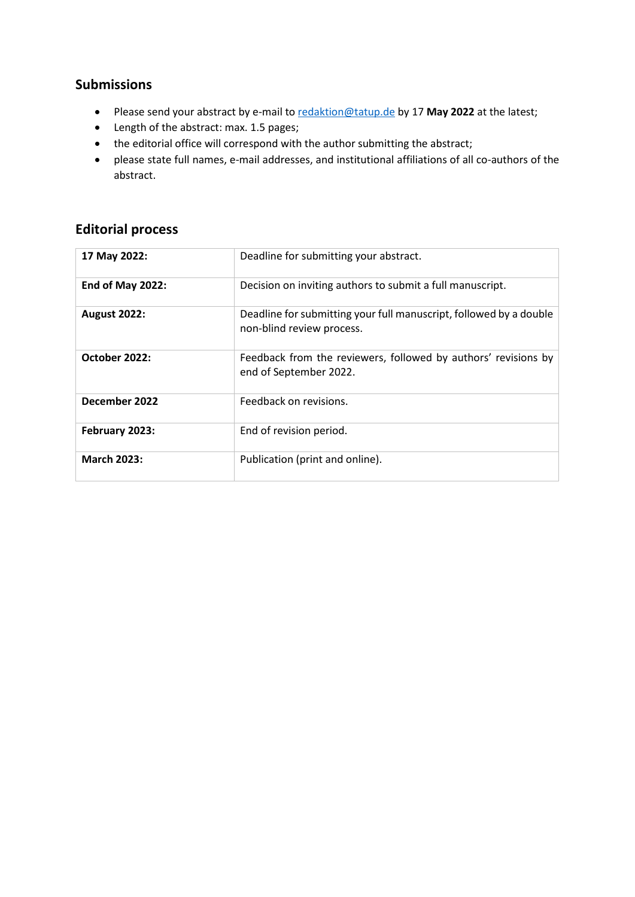## Submissions

- Please send your abstract by e-mail to redaktion@tatup.de by 17 **May 2022** at the latest;
- Length of the abstract: max. 1.5 pages;
- the editorial office will correspond with the author submitting the abstract;
- please state full names, e-mail addresses, and institutional affiliations of all co-authors of the abstract.

## Editorial process

| | |
|---|---|
| **17 May 2022:** | Deadline for submitting your abstract. |
| **End of May 2022:** | Decision on inviting authors to submit a full manuscript. |
| **August 2022:** | Deadline for submitting your full manuscript, followed by a double non-blind review process. |
| **October 2022:** | Feedback from the reviewers, followed by authors' revisions by end of September 2022. |
| **December 2022** | Feedback on revisions. |
| **February 2023:** | End of revision period. |
| **March 2023:** | Publication (print and online). |